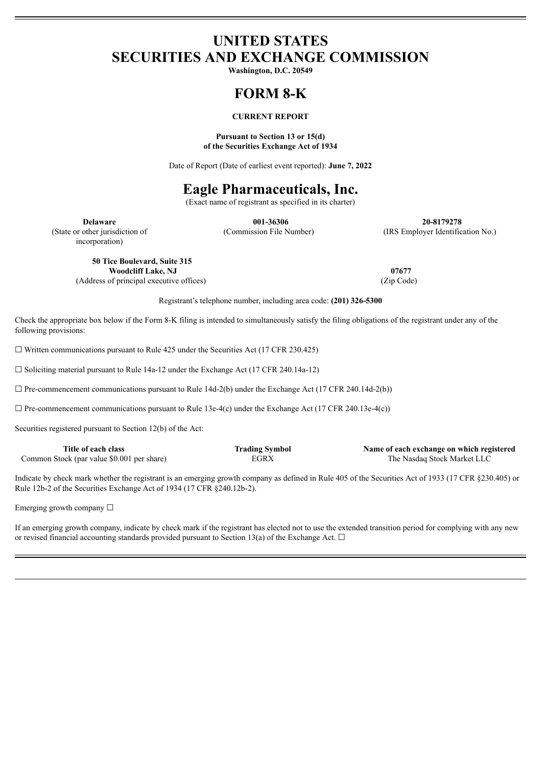# UNITED STATES
# SECURITIES AND EXCHANGE COMMISSION

**Washington, D.C. 20549**

# FORM 8-K

**CURRENT REPORT**

**Pursuant to Section 13 or 15(d)**
**of the Securities Exchange Act of 1934**

Date of Report (Date of earliest event reported): **June 7, 2022**

# Eagle Pharmaceuticals, Inc.

(Exact name of registrant as specified in its charter)

| **Delaware** | **001-36306** | **20-8179278** |
|---|---|---|
| (State or other jurisdiction of incorporation) | (Commission File Number) | (IRS Employer Identification No.) |

| **50 Tice Boulevard, Suite 315**<br>**Woodcliff Lake, NJ** | **07677** |
|---|---|
| (Address of principal executive offices) | (Zip Code) |

Registrant's telephone number, including area code: **(201) 326-5300**

Check the appropriate box below if the Form 8-K filing is intended to simultaneously satisfy the filing obligations of the registrant under any of the following provisions:

☐ Written communications pursuant to Rule 425 under the Securities Act (17 CFR 230.425)

☐ Soliciting material pursuant to Rule 14a-12 under the Exchange Act (17 CFR 240.14a-12)

☐ Pre-commencement communications pursuant to Rule 14d-2(b) under the Exchange Act (17 CFR 240.14d-2(b))

☐ Pre-commencement communications pursuant to Rule 13e-4(c) under the Exchange Act (17 CFR 240.13e-4(c))

Securities registered pursuant to Section 12(b) of the Act:

| Title of each class | Trading Symbol | Name of each exchange on which registered |
|---|---|---|
| Common Stock (par value $0.001 per share) | EGRX | The Nasdaq Stock Market LLC |

Indicate by check mark whether the registrant is an emerging growth company as defined in Rule 405 of the Securities Act of 1933 (17 CFR §230.405) or Rule 12b-2 of the Securities Exchange Act of 1934 (17 CFR §240.12b-2).

Emerging growth company ☐

If an emerging growth company, indicate by check mark if the registrant has elected not to use the extended transition period for complying with any new or revised financial accounting standards provided pursuant to Section 13(a) of the Exchange Act. ☐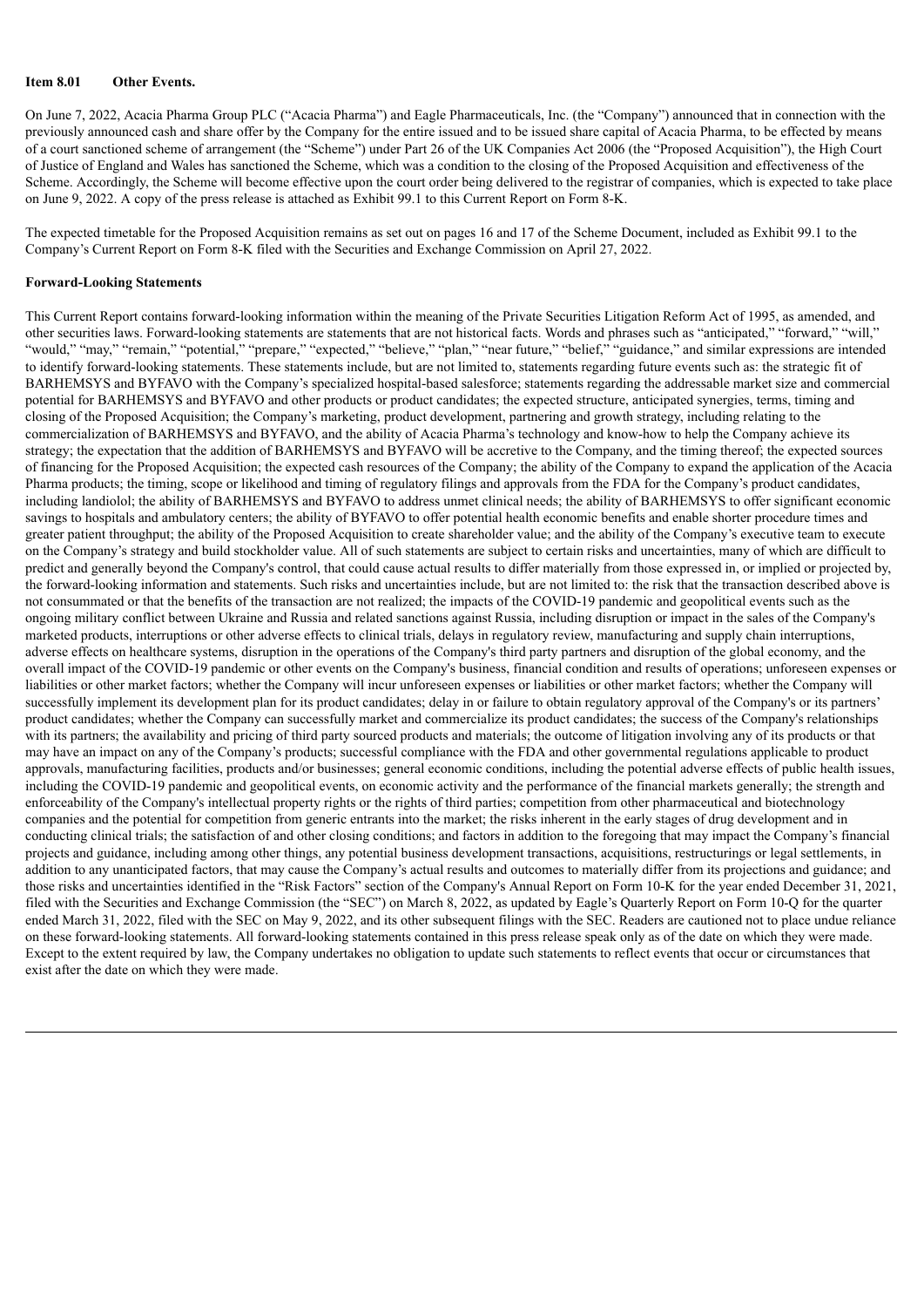**Item 8.01 Other Events.**

On June 7, 2022, Acacia Pharma Group PLC ("Acacia Pharma") and Eagle Pharmaceuticals, Inc. (the "Company") announced that in connection with the previously announced cash and share offer by the Company for the entire issued and to be issued share capital of Acacia Pharma, to be effected by means of a court sanctioned scheme of arrangement (the "Scheme") under Part 26 of the UK Companies Act 2006 (the "Proposed Acquisition"), the High Court of Justice of England and Wales has sanctioned the Scheme, which was a condition to the closing of the Proposed Acquisition and effectiveness of the Scheme. Accordingly, the Scheme will become effective upon the court order being delivered to the registrar of companies, which is expected to take place on June 9, 2022. A copy of the press release is attached as Exhibit 99.1 to this Current Report on Form 8-K.

The expected timetable for the Proposed Acquisition remains as set out on pages 16 and 17 of the Scheme Document, included as Exhibit 99.1 to the Company's Current Report on Form 8-K filed with the Securities and Exchange Commission on April 27, 2022.

**Forward-Looking Statements**

This Current Report contains forward-looking information within the meaning of the Private Securities Litigation Reform Act of 1995, as amended, and other securities laws. Forward-looking statements are statements that are not historical facts. Words and phrases such as "anticipated," "forward," "will," "would," "may," "remain," "potential," "prepare," "expected," "believe," "plan," "near future," "belief," "guidance," and similar expressions are intended to identify forward-looking statements. These statements include, but are not limited to, statements regarding future events such as: the strategic fit of BARHEMSYS and BYFAVO with the Company's specialized hospital-based salesforce; statements regarding the addressable market size and commercial potential for BARHEMSYS and BYFAVO and other products or product candidates; the expected structure, anticipated synergies, terms, timing and closing of the Proposed Acquisition; the Company's marketing, product development, partnering and growth strategy, including relating to the commercialization of BARHEMSYS and BYFAVO, and the ability of Acacia Pharma's technology and know-how to help the Company achieve its strategy; the expectation that the addition of BARHEMSYS and BYFAVO will be accretive to the Company, and the timing thereof; the expected sources of financing for the Proposed Acquisition; the expected cash resources of the Company; the ability of the Company to expand the application of the Acacia Pharma products; the timing, scope or likelihood and timing of regulatory filings and approvals from the FDA for the Company's product candidates, including landiolol; the ability of BARHEMSYS and BYFAVO to address unmet clinical needs; the ability of BARHEMSYS to offer significant economic savings to hospitals and ambulatory centers; the ability of BYFAVO to offer potential health economic benefits and enable shorter procedure times and greater patient throughput; the ability of the Proposed Acquisition to create shareholder value; and the ability of the Company's executive team to execute on the Company's strategy and build stockholder value. All of such statements are subject to certain risks and uncertainties, many of which are difficult to predict and generally beyond the Company's control, that could cause actual results to differ materially from those expressed in, or implied or projected by, the forward-looking information and statements. Such risks and uncertainties include, but are not limited to: the risk that the transaction described above is not consummated or that the benefits of the transaction are not realized; the impacts of the COVID-19 pandemic and geopolitical events such as the ongoing military conflict between Ukraine and Russia and related sanctions against Russia, including disruption or impact in the sales of the Company's marketed products, interruptions or other adverse effects to clinical trials, delays in regulatory review, manufacturing and supply chain interruptions, adverse effects on healthcare systems, disruption in the operations of the Company's third party partners and disruption of the global economy, and the overall impact of the COVID-19 pandemic or other events on the Company's business, financial condition and results of operations; unforeseen expenses or liabilities or other market factors; whether the Company will incur unforeseen expenses or liabilities or other market factors; whether the Company will successfully implement its development plan for its product candidates; delay in or failure to obtain regulatory approval of the Company's or its partners' product candidates; whether the Company can successfully market and commercialize its product candidates; the success of the Company's relationships with its partners; the availability and pricing of third party sourced products and materials; the outcome of litigation involving any of its products or that may have an impact on any of the Company's products; successful compliance with the FDA and other governmental regulations applicable to product approvals, manufacturing facilities, products and/or businesses; general economic conditions, including the potential adverse effects of public health issues, including the COVID-19 pandemic and geopolitical events, on economic activity and the performance of the financial markets generally; the strength and enforceability of the Company's intellectual property rights or the rights of third parties; competition from other pharmaceutical and biotechnology companies and the potential for competition from generic entrants into the market; the risks inherent in the early stages of drug development and in conducting clinical trials; the satisfaction of and other closing conditions; and factors in addition to the foregoing that may impact the Company's financial projects and guidance, including among other things, any potential business development transactions, acquisitions, restructurings or legal settlements, in addition to any unanticipated factors, that may cause the Company's actual results and outcomes to materially differ from its projections and guidance; and those risks and uncertainties identified in the "Risk Factors" section of the Company's Annual Report on Form 10-K for the year ended December 31, 2021, filed with the Securities and Exchange Commission (the "SEC") on March 8, 2022, as updated by Eagle's Quarterly Report on Form 10-Q for the quarter ended March 31, 2022, filed with the SEC on May 9, 2022, and its other subsequent filings with the SEC. Readers are cautioned not to place undue reliance on these forward-looking statements. All forward-looking statements contained in this press release speak only as of the date on which they were made. Except to the extent required by law, the Company undertakes no obligation to update such statements to reflect events that occur or circumstances that exist after the date on which they were made.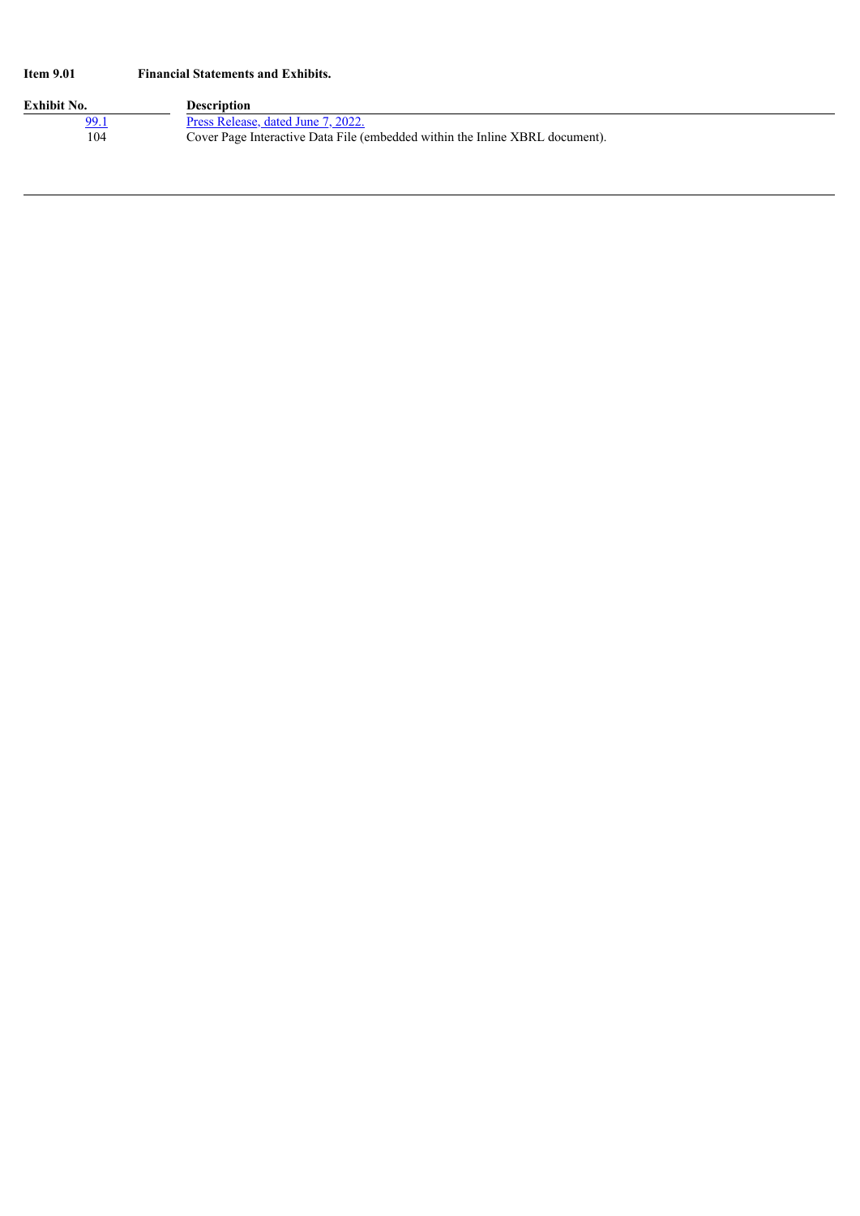**Item 9.01 Financial Statements and Exhibits.**

| Exhibit No. | Description |
| --- | --- |
| 99.1 | Press Release, dated June 7, 2022. |
| 104 | Cover Page Interactive Data File (embedded within the Inline XBRL document). |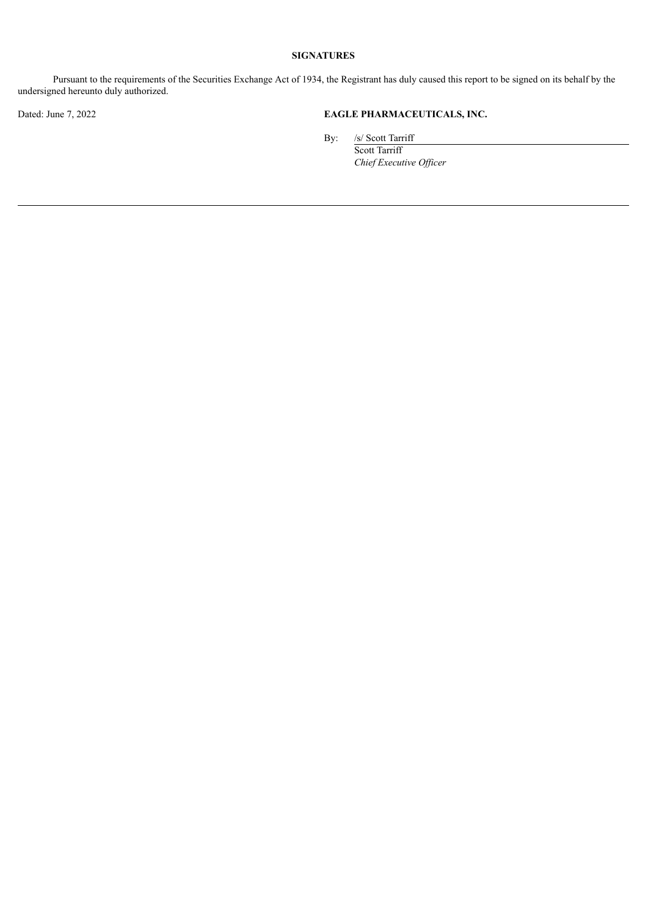**SIGNATURES**

Pursuant to the requirements of the Securities Exchange Act of 1934, the Registrant has duly caused this report to be signed on its behalf by the undersigned hereunto duly authorized.

Dated: June 7, 2022

**EAGLE PHARMACEUTICALS, INC.**

By: /s/ Scott Tarriff
Scott Tarriff
*Chief Executive Officer*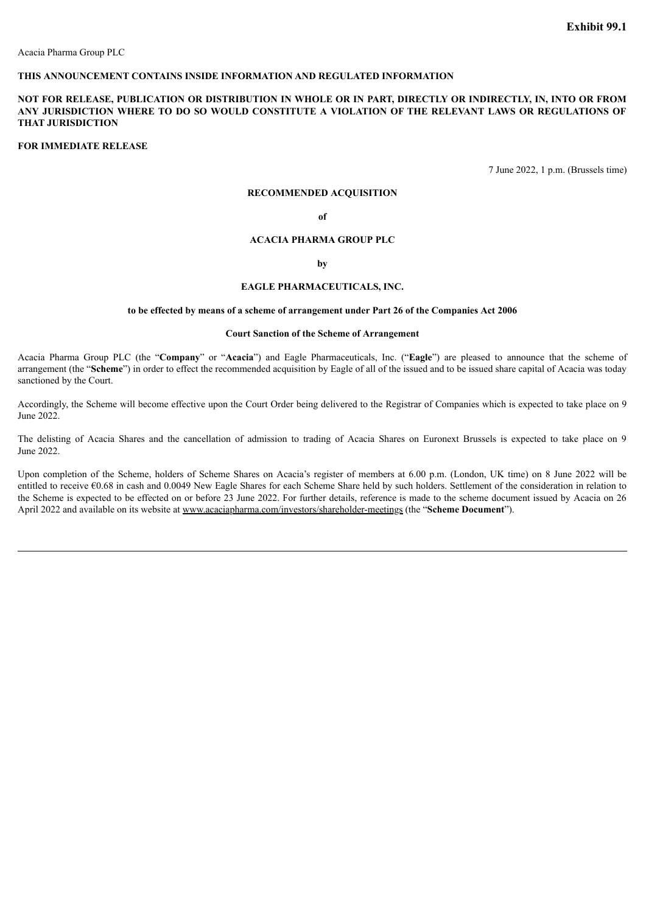**Exhibit 99.1**

Acacia Pharma Group PLC

**THIS ANNOUNCEMENT CONTAINS INSIDE INFORMATION AND REGULATED INFORMATION**

**NOT FOR RELEASE, PUBLICATION OR DISTRIBUTION IN WHOLE OR IN PART, DIRECTLY OR INDIRECTLY, IN, INTO OR FROM ANY JURISDICTION WHERE TO DO SO WOULD CONSTITUTE A VIOLATION OF THE RELEVANT LAWS OR REGULATIONS OF THAT JURISDICTION**

**FOR IMMEDIATE RELEASE**

7 June 2022, 1 p.m. (Brussels time)

**RECOMMENDED ACQUISITION**

**of**

**ACACIA PHARMA GROUP PLC**

**by**

**EAGLE PHARMACEUTICALS, INC.**

**to be effected by means of a scheme of arrangement under Part 26 of the Companies Act 2006**

**Court Sanction of the Scheme of Arrangement**

Acacia Pharma Group PLC (the "**Company**" or "**Acacia**") and Eagle Pharmaceuticals, Inc. ("**Eagle**") are pleased to announce that the scheme of arrangement (the "**Scheme**") in order to effect the recommended acquisition by Eagle of all of the issued and to be issued share capital of Acacia was today sanctioned by the Court.

Accordingly, the Scheme will become effective upon the Court Order being delivered to the Registrar of Companies which is expected to take place on 9 June 2022.

The delisting of Acacia Shares and the cancellation of admission to trading of Acacia Shares on Euronext Brussels is expected to take place on 9 June 2022.

Upon completion of the Scheme, holders of Scheme Shares on Acacia's register of members at 6.00 p.m. (London, UK time) on 8 June 2022 will be entitled to receive €0.68 in cash and 0.0049 New Eagle Shares for each Scheme Share held by such holders. Settlement of the consideration in relation to the Scheme is expected to be effected on or before 23 June 2022. For further details, reference is made to the scheme document issued by Acacia on 26 April 2022 and available on its website at www.acaciapharma.com/investors/shareholder-meetings (the "**Scheme Document**").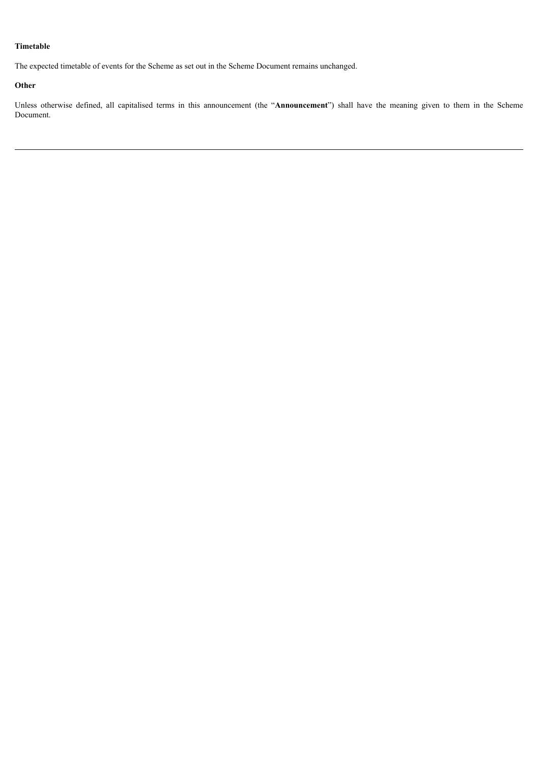**Timetable**

The expected timetable of events for the Scheme as set out in the Scheme Document remains unchanged.

**Other**

Unless otherwise defined, all capitalised terms in this announcement (the "**Announcement**") shall have the meaning given to them in the Scheme Document.

---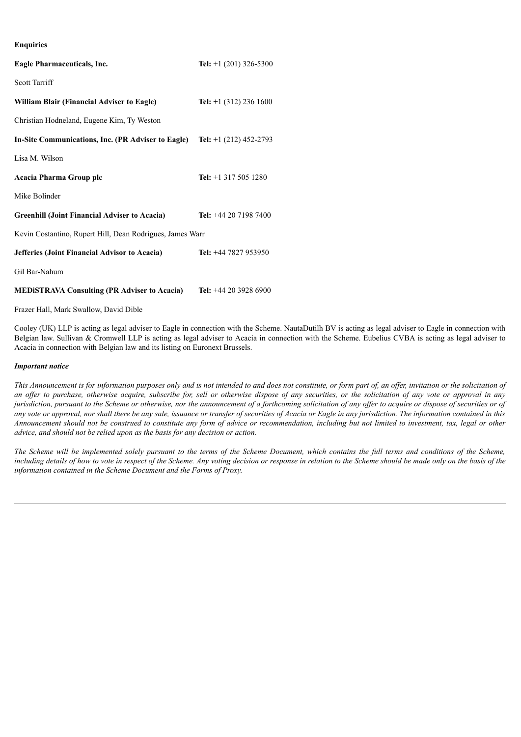**Enquiries**

**Eagle Pharmaceuticals, Inc.** **Tel:** +1 (201) 326-5300

Scott Tarriff

**William Blair (Financial Adviser to Eagle)** **Tel:** +1 (312) 236 1600

Christian Hodneland, Eugene Kim, Ty Weston

**In-Site Communications, Inc. (PR Adviser to Eagle)** **Tel:** +1 (212) 452-2793

Lisa M. Wilson

**Acacia Pharma Group plc** **Tel:** +1 317 505 1280

Mike Bolinder

**Greenhill (Joint Financial Adviser to Acacia)** **Tel:** +44 20 7198 7400

Kevin Costantino, Rupert Hill, Dean Rodrigues, James Warr

**Jefferies (Joint Financial Advisor to Acacia)** **Tel:** +44 7827 953950

Gil Bar-Nahum

**MEDiSTRAVA Consulting (PR Adviser to Acacia)** **Tel:** +44 20 3928 6900

Frazer Hall, Mark Swallow, David Dible

Cooley (UK) LLP is acting as legal adviser to Eagle in connection with the Scheme. NautaDutilh BV is acting as legal adviser to Eagle in connection with Belgian law. Sullivan & Cromwell LLP is acting as legal adviser to Acacia in connection with the Scheme. Eubelius CVBA is acting as legal adviser to Acacia in connection with Belgian law and its listing on Euronext Brussels.

***Important notice***

*This Announcement is for information purposes only and is not intended to and does not constitute, or form part of, an offer, invitation or the solicitation of an offer to purchase, otherwise acquire, subscribe for, sell or otherwise dispose of any securities, or the solicitation of any vote or approval in any jurisdiction, pursuant to the Scheme or otherwise, nor the announcement of a forthcoming solicitation of any offer to acquire or dispose of securities or of any vote or approval, nor shall there be any sale, issuance or transfer of securities of Acacia or Eagle in any jurisdiction. The information contained in this Announcement should not be construed to constitute any form of advice or recommendation, including but not limited to investment, tax, legal or other advice, and should not be relied upon as the basis for any decision or action.*

*The Scheme will be implemented solely pursuant to the terms of the Scheme Document, which contains the full terms and conditions of the Scheme, including details of how to vote in respect of the Scheme. Any voting decision or response in relation to the Scheme should be made only on the basis of the information contained in the Scheme Document and the Forms of Proxy.*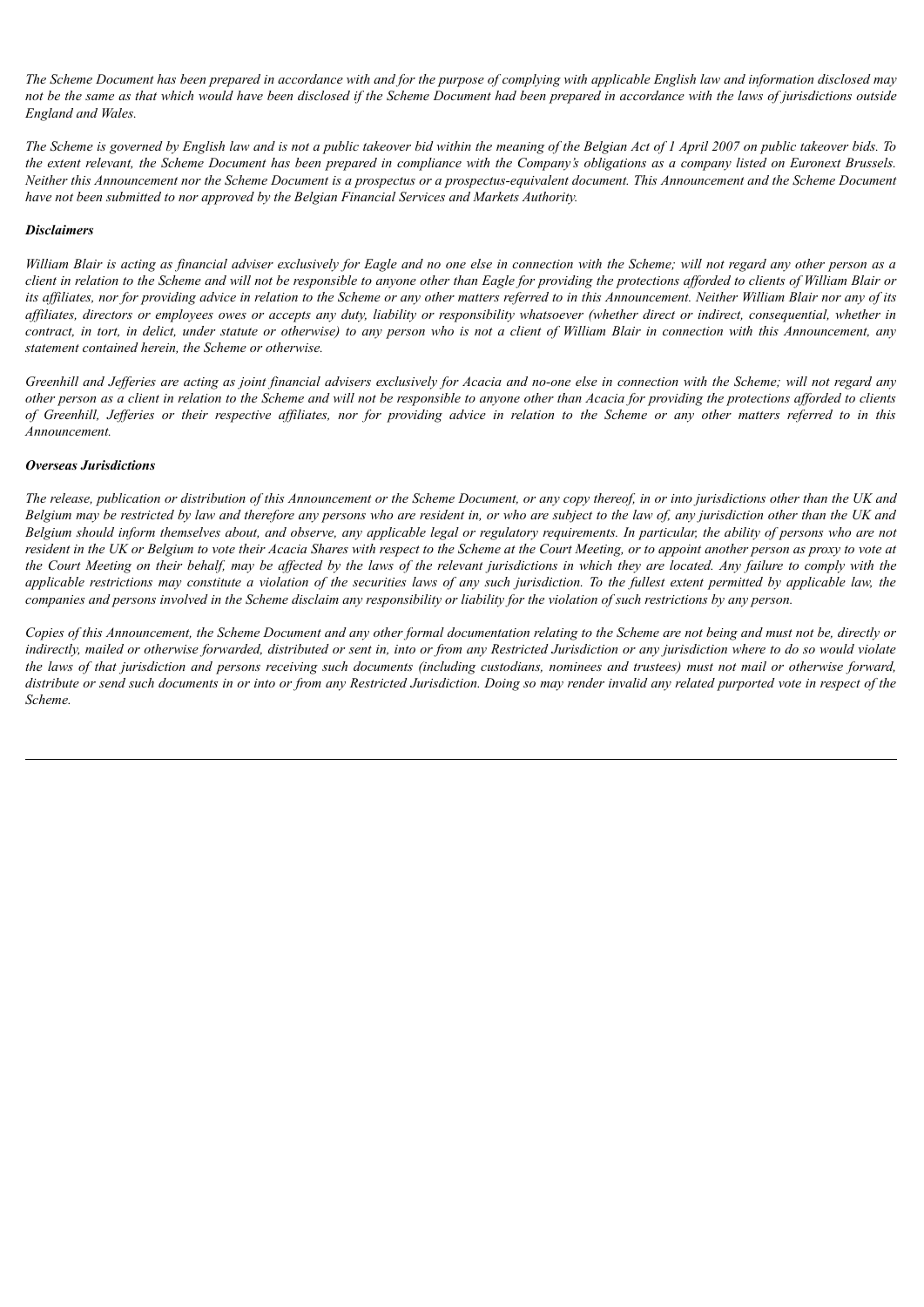*The Scheme Document has been prepared in accordance with and for the purpose of complying with applicable English law and information disclosed may not be the same as that which would have been disclosed if the Scheme Document had been prepared in accordance with the laws of jurisdictions outside England and Wales.*

*The Scheme is governed by English law and is not a public takeover bid within the meaning of the Belgian Act of 1 April 2007 on public takeover bids. To the extent relevant, the Scheme Document has been prepared in compliance with the Company's obligations as a company listed on Euronext Brussels. Neither this Announcement nor the Scheme Document is a prospectus or a prospectus-equivalent document. This Announcement and the Scheme Document have not been submitted to nor approved by the Belgian Financial Services and Markets Authority.*

***Disclaimers***

*William Blair is acting as financial adviser exclusively for Eagle and no one else in connection with the Scheme; will not regard any other person as a client in relation to the Scheme and will not be responsible to anyone other than Eagle for providing the protections afforded to clients of William Blair or its affiliates, nor for providing advice in relation to the Scheme or any other matters referred to in this Announcement. Neither William Blair nor any of its affiliates, directors or employees owes or accepts any duty, liability or responsibility whatsoever (whether direct or indirect, consequential, whether in contract, in tort, in delict, under statute or otherwise) to any person who is not a client of William Blair in connection with this Announcement, any statement contained herein, the Scheme or otherwise.*

*Greenhill and Jefferies are acting as joint financial advisers exclusively for Acacia and no-one else in connection with the Scheme; will not regard any other person as a client in relation to the Scheme and will not be responsible to anyone other than Acacia for providing the protections afforded to clients of Greenhill, Jefferies or their respective affiliates, nor for providing advice in relation to the Scheme or any other matters referred to in this Announcement.*

***Overseas Jurisdictions***

*The release, publication or distribution of this Announcement or the Scheme Document, or any copy thereof, in or into jurisdictions other than the UK and Belgium may be restricted by law and therefore any persons who are resident in, or who are subject to the law of, any jurisdiction other than the UK and Belgium should inform themselves about, and observe, any applicable legal or regulatory requirements. In particular, the ability of persons who are not resident in the UK or Belgium to vote their Acacia Shares with respect to the Scheme at the Court Meeting, or to appoint another person as proxy to vote at the Court Meeting on their behalf, may be affected by the laws of the relevant jurisdictions in which they are located. Any failure to comply with the applicable restrictions may constitute a violation of the securities laws of any such jurisdiction. To the fullest extent permitted by applicable law, the companies and persons involved in the Scheme disclaim any responsibility or liability for the violation of such restrictions by any person.*

*Copies of this Announcement, the Scheme Document and any other formal documentation relating to the Scheme are not being and must not be, directly or indirectly, mailed or otherwise forwarded, distributed or sent in, into or from any Restricted Jurisdiction or any jurisdiction where to do so would violate the laws of that jurisdiction and persons receiving such documents (including custodians, nominees and trustees) must not mail or otherwise forward, distribute or send such documents in or into or from any Restricted Jurisdiction. Doing so may render invalid any related purported vote in respect of the Scheme.*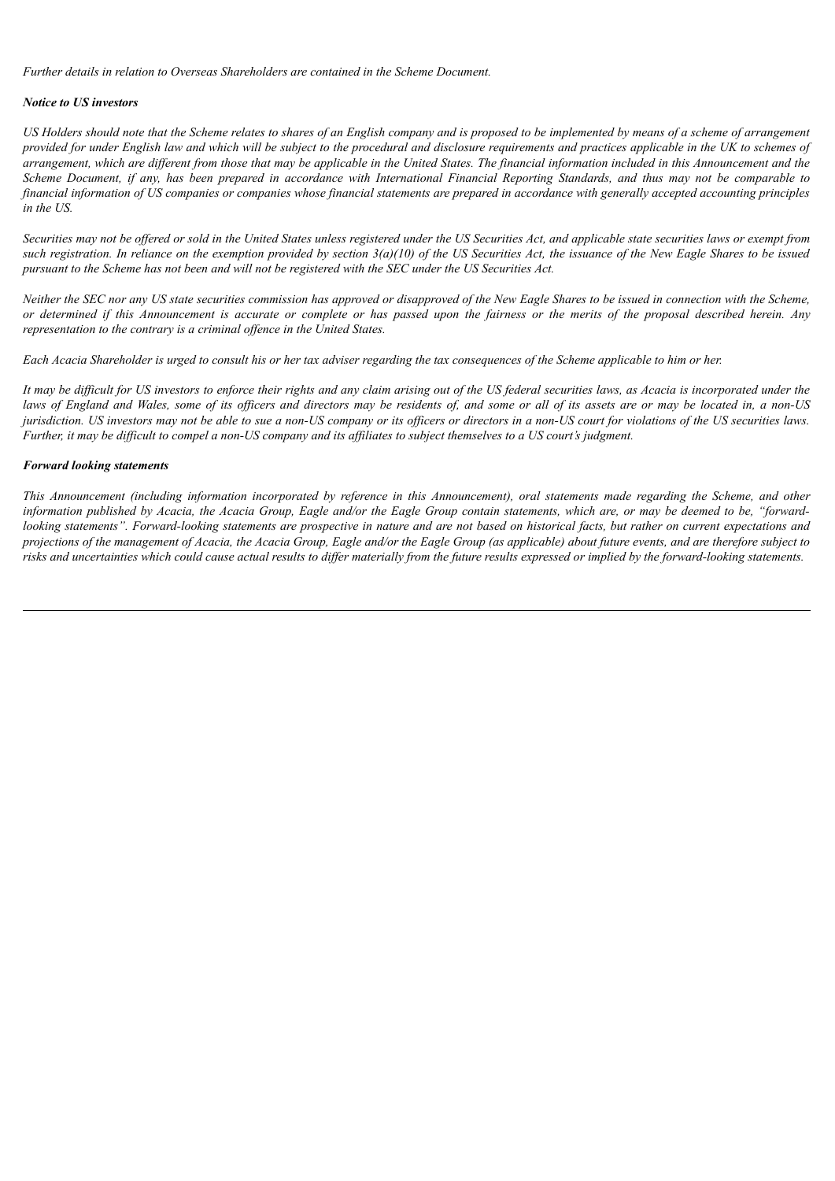*Further details in relation to Overseas Shareholders are contained in the Scheme Document.*

***Notice to US investors***

*US Holders should note that the Scheme relates to shares of an English company and is proposed to be implemented by means of a scheme of arrangement provided for under English law and which will be subject to the procedural and disclosure requirements and practices applicable in the UK to schemes of arrangement, which are different from those that may be applicable in the United States. The financial information included in this Announcement and the Scheme Document, if any, has been prepared in accordance with International Financial Reporting Standards, and thus may not be comparable to financial information of US companies or companies whose financial statements are prepared in accordance with generally accepted accounting principles in the US.*

*Securities may not be offered or sold in the United States unless registered under the US Securities Act, and applicable state securities laws or exempt from such registration. In reliance on the exemption provided by section 3(a)(10) of the US Securities Act, the issuance of the New Eagle Shares to be issued pursuant to the Scheme has not been and will not be registered with the SEC under the US Securities Act.*

*Neither the SEC nor any US state securities commission has approved or disapproved of the New Eagle Shares to be issued in connection with the Scheme, or determined if this Announcement is accurate or complete or has passed upon the fairness or the merits of the proposal described herein. Any representation to the contrary is a criminal offence in the United States.*

*Each Acacia Shareholder is urged to consult his or her tax adviser regarding the tax consequences of the Scheme applicable to him or her.*

*It may be difficult for US investors to enforce their rights and any claim arising out of the US federal securities laws, as Acacia is incorporated under the laws of England and Wales, some of its officers and directors may be residents of, and some or all of its assets are or may be located in, a non-US jurisdiction. US investors may not be able to sue a non-US company or its officers or directors in a non-US court for violations of the US securities laws. Further, it may be difficult to compel a non-US company and its affiliates to subject themselves to a US court's judgment.*

***Forward looking statements***

*This Announcement (including information incorporated by reference in this Announcement), oral statements made regarding the Scheme, and other information published by Acacia, the Acacia Group, Eagle and/or the Eagle Group contain statements, which are, or may be deemed to be, "forward-looking statements". Forward-looking statements are prospective in nature and are not based on historical facts, but rather on current expectations and projections of the management of Acacia, the Acacia Group, Eagle and/or the Eagle Group (as applicable) about future events, and are therefore subject to risks and uncertainties which could cause actual results to differ materially from the future results expressed or implied by the forward-looking statements.*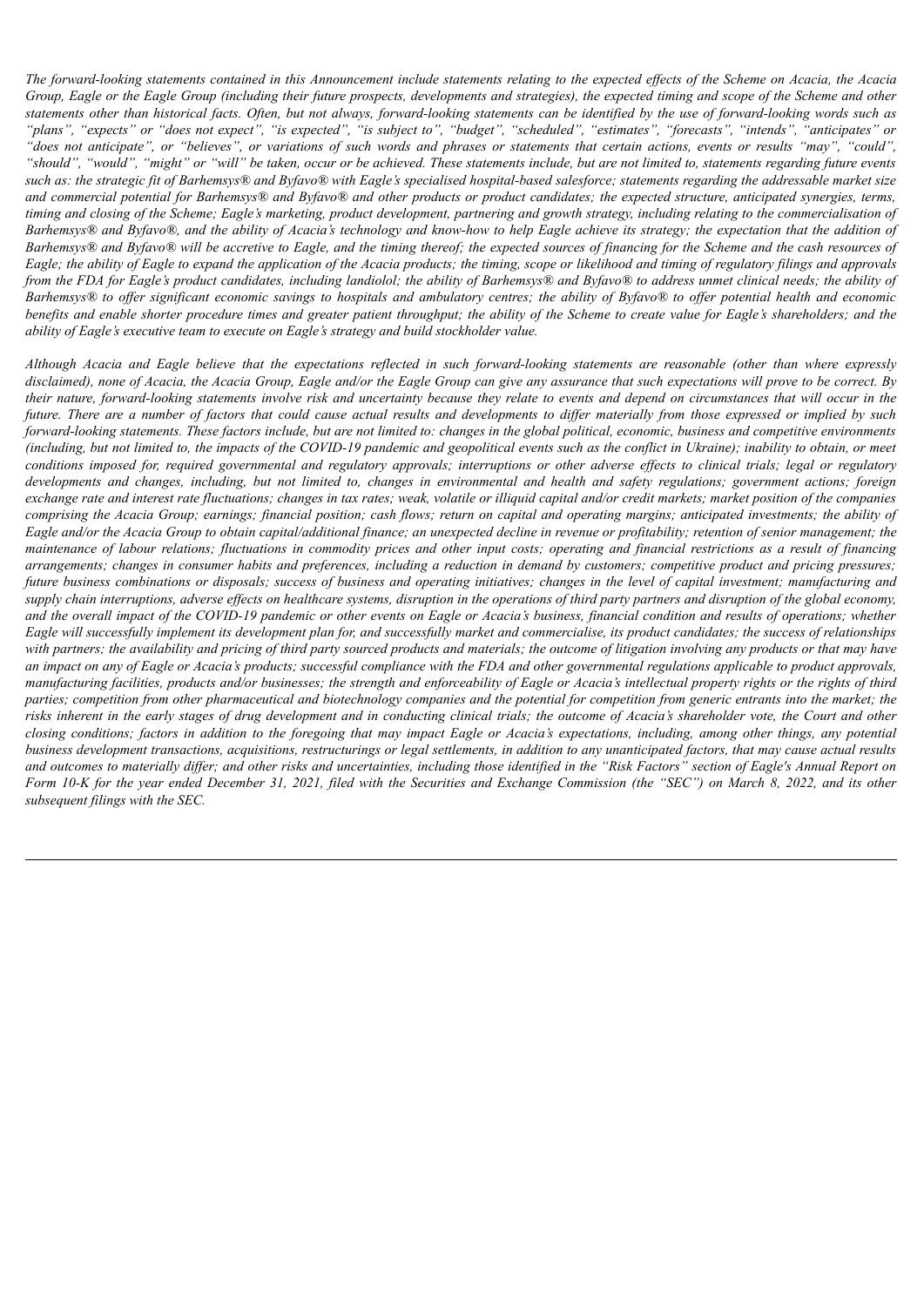*The forward-looking statements contained in this Announcement include statements relating to the expected effects of the Scheme on Acacia, the Acacia Group, Eagle or the Eagle Group (including their future prospects, developments and strategies), the expected timing and scope of the Scheme and other statements other than historical facts. Often, but not always, forward-looking statements can be identified by the use of forward-looking words such as "plans", "expects" or "does not expect", "is expected", "is subject to", "budget", "scheduled", "estimates", "forecasts", "intends", "anticipates" or "does not anticipate", or "believes", or variations of such words and phrases or statements that certain actions, events or results "may", "could", "should", "would", "might" or "will" be taken, occur or be achieved. These statements include, but are not limited to, statements regarding future events such as: the strategic fit of Barhemsys® and Byfavo® with Eagle's specialised hospital-based salesforce; statements regarding the addressable market size and commercial potential for Barhemsys® and Byfavo® and other products or product candidates; the expected structure, anticipated synergies, terms, timing and closing of the Scheme; Eagle's marketing, product development, partnering and growth strategy, including relating to the commercialisation of Barhemsys® and Byfavo®, and the ability of Acacia's technology and know-how to help Eagle achieve its strategy; the expectation that the addition of Barhemsys® and Byfavo® will be accretive to Eagle, and the timing thereof; the expected sources of financing for the Scheme and the cash resources of Eagle; the ability of Eagle to expand the application of the Acacia products; the timing, scope or likelihood and timing of regulatory filings and approvals from the FDA for Eagle's product candidates, including landiolol; the ability of Barhemsys® and Byfavo® to address unmet clinical needs; the ability of Barhemsys® to offer significant economic savings to hospitals and ambulatory centres; the ability of Byfavo® to offer potential health and economic benefits and enable shorter procedure times and greater patient throughput; the ability of the Scheme to create value for Eagle's shareholders; and the ability of Eagle's executive team to execute on Eagle's strategy and build stockholder value.*

*Although Acacia and Eagle believe that the expectations reflected in such forward-looking statements are reasonable (other than where expressly disclaimed), none of Acacia, the Acacia Group, Eagle and/or the Eagle Group can give any assurance that such expectations will prove to be correct. By their nature, forward-looking statements involve risk and uncertainty because they relate to events and depend on circumstances that will occur in the future. There are a number of factors that could cause actual results and developments to differ materially from those expressed or implied by such forward-looking statements. These factors include, but are not limited to: changes in the global political, economic, business and competitive environments (including, but not limited to, the impacts of the COVID-19 pandemic and geopolitical events such as the conflict in Ukraine); inability to obtain, or meet conditions imposed for, required governmental and regulatory approvals; interruptions or other adverse effects to clinical trials; legal or regulatory developments and changes, including, but not limited to, changes in environmental and health and safety regulations; government actions; foreign exchange rate and interest rate fluctuations; changes in tax rates; weak, volatile or illiquid capital and/or credit markets; market position of the companies comprising the Acacia Group; earnings; financial position; cash flows; return on capital and operating margins; anticipated investments; the ability of Eagle and/or the Acacia Group to obtain capital/additional finance; an unexpected decline in revenue or profitability; retention of senior management; the maintenance of labour relations; fluctuations in commodity prices and other input costs; operating and financial restrictions as a result of financing arrangements; changes in consumer habits and preferences, including a reduction in demand by customers; competitive product and pricing pressures; future business combinations or disposals; success of business and operating initiatives; changes in the level of capital investment; manufacturing and supply chain interruptions, adverse effects on healthcare systems, disruption in the operations of third party partners and disruption of the global economy, and the overall impact of the COVID-19 pandemic or other events on Eagle or Acacia's business, financial condition and results of operations; whether Eagle will successfully implement its development plan for, and successfully market and commercialise, its product candidates; the success of relationships with partners; the availability and pricing of third party sourced products and materials; the outcome of litigation involving any products or that may have an impact on any of Eagle or Acacia's products; successful compliance with the FDA and other governmental regulations applicable to product approvals, manufacturing facilities, products and/or businesses; the strength and enforceability of Eagle or Acacia's intellectual property rights or the rights of third parties; competition from other pharmaceutical and biotechnology companies and the potential for competition from generic entrants into the market; the risks inherent in the early stages of drug development and in conducting clinical trials; the outcome of Acacia's shareholder vote, the Court and other closing conditions; factors in addition to the foregoing that may impact Eagle or Acacia's expectations, including, among other things, any potential business development transactions, acquisitions, restructurings or legal settlements, in addition to any unanticipated factors, that may cause actual results and outcomes to materially differ; and other risks and uncertainties, including those identified in the "Risk Factors" section of Eagle's Annual Report on Form 10-K for the year ended December 31, 2021, filed with the Securities and Exchange Commission (the "SEC") on March 8, 2022, and its other subsequent filings with the SEC.*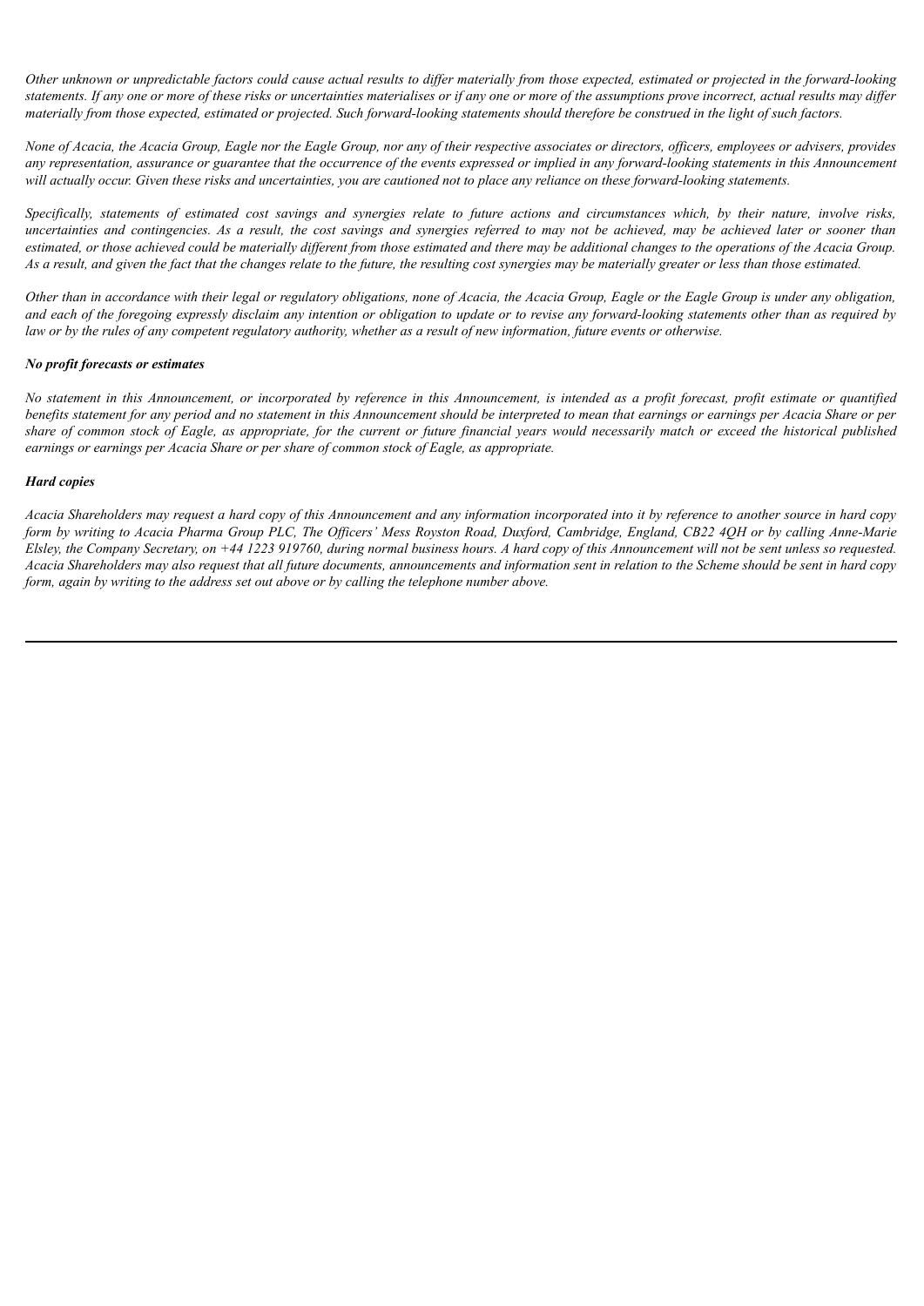*Other unknown or unpredictable factors could cause actual results to differ materially from those expected, estimated or projected in the forward-looking statements. If any one or more of these risks or uncertainties materialises or if any one or more of the assumptions prove incorrect, actual results may differ materially from those expected, estimated or projected. Such forward-looking statements should therefore be construed in the light of such factors.*

*None of Acacia, the Acacia Group, Eagle nor the Eagle Group, nor any of their respective associates or directors, officers, employees or advisers, provides any representation, assurance or guarantee that the occurrence of the events expressed or implied in any forward-looking statements in this Announcement will actually occur. Given these risks and uncertainties, you are cautioned not to place any reliance on these forward-looking statements.*

*Specifically, statements of estimated cost savings and synergies relate to future actions and circumstances which, by their nature, involve risks, uncertainties and contingencies. As a result, the cost savings and synergies referred to may not be achieved, may be achieved later or sooner than estimated, or those achieved could be materially different from those estimated and there may be additional changes to the operations of the Acacia Group. As a result, and given the fact that the changes relate to the future, the resulting cost synergies may be materially greater or less than those estimated.*

*Other than in accordance with their legal or regulatory obligations, none of Acacia, the Acacia Group, Eagle or the Eagle Group is under any obligation, and each of the foregoing expressly disclaim any intention or obligation to update or to revise any forward-looking statements other than as required by law or by the rules of any competent regulatory authority, whether as a result of new information, future events or otherwise.*

***No profit forecasts or estimates***

*No statement in this Announcement, or incorporated by reference in this Announcement, is intended as a profit forecast, profit estimate or quantified benefits statement for any period and no statement in this Announcement should be interpreted to mean that earnings or earnings per Acacia Share or per share of common stock of Eagle, as appropriate, for the current or future financial years would necessarily match or exceed the historical published earnings or earnings per Acacia Share or per share of common stock of Eagle, as appropriate.*

***Hard copies***

*Acacia Shareholders may request a hard copy of this Announcement and any information incorporated into it by reference to another source in hard copy form by writing to Acacia Pharma Group PLC, The Officers' Mess Royston Road, Duxford, Cambridge, England, CB22 4QH or by calling Anne-Marie Elsley, the Company Secretary, on +44 1223 919760, during normal business hours. A hard copy of this Announcement will not be sent unless so requested. Acacia Shareholders may also request that all future documents, announcements and information sent in relation to the Scheme should be sent in hard copy form, again by writing to the address set out above or by calling the telephone number above.*